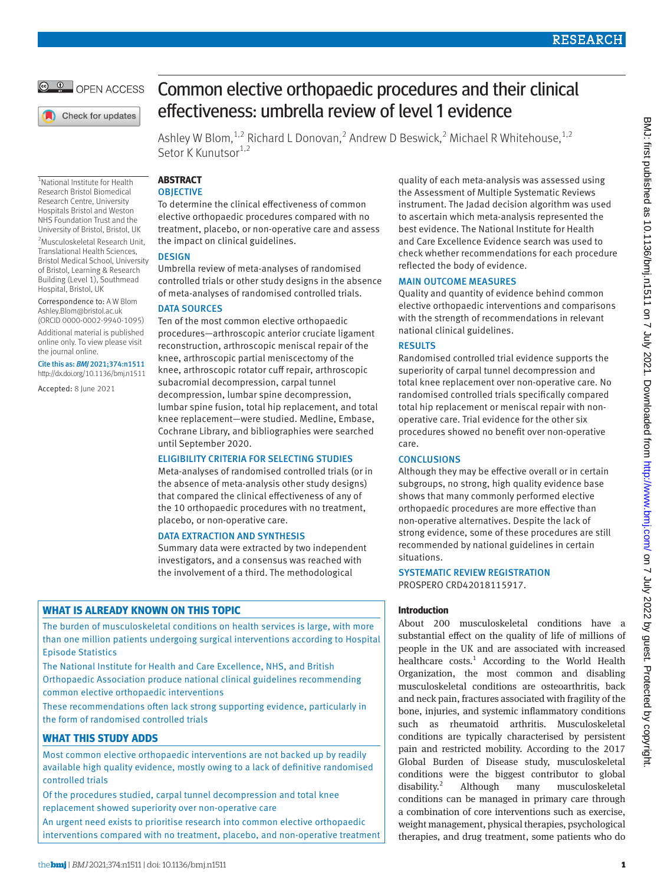# Common elective orthopaedic procedures and their clinical effectiveness: umbrella review of level 1 evidence

Ashley W Blom,[1,2] Richard L Donovan,[2] Andrew D Beswick,[2] Michael R Whitehouse,[1,2] Setor K Kunutsor[1,2]

[1]National Institute for Health Research Bristol Biomedical Research Centre, University Hospitals Bristol and Weston NHS Foundation Trust and the University of Bristol, Bristol, UK

[2]Musculoskeletal Research Unit, Translational Health Sciences, Bristol Medical School, University of Bristol, Learning & Research Building (Level 1), Southmead Hospital, Bristol, UK

Correspondence to: A W Blom Ashley.Blom@bristol.ac.uk (ORCID 0000-0002-9940-1095)

Additional material is published online only. To view please visit the journal online.

Cite this as: *BMJ* 2021;374:n1511 http://dx.doi.org/10.1136/bmj.n1511

Accepted: 8 June 2021

## ABSTRACT

### OBJECTIVE

To determine the clinical effectiveness of common elective orthopaedic procedures compared with no treatment, placebo, or non-operative care and assess the impact on clinical guidelines.

### DESIGN

Umbrella review of meta-analyses of randomised controlled trials or other study designs in the absence of meta-analyses of randomised controlled trials.

### DATA SOURCES

Ten of the most common elective orthopaedic procedures—arthroscopic anterior cruciate ligament reconstruction, arthroscopic meniscal repair of the knee, arthroscopic partial meniscectomy of the knee, arthroscopic rotator cuff repair, arthroscopic subacromial decompression, carpal tunnel decompression, lumbar spine decompression, lumbar spine fusion, total hip replacement, and total knee replacement—were studied. Medline, Embase, Cochrane Library, and bibliographies were searched until September 2020.

### ELIGIBILITY CRITERIA FOR SELECTING STUDIES

Meta-analyses of randomised controlled trials (or in the absence of meta-analysis other study designs) that compared the clinical effectiveness of any of the 10 orthopaedic procedures with no treatment, placebo, or non-operative care.

### DATA EXTRACTION AND SYNTHESIS

Summary data were extracted by two independent investigators, and a consensus was reached with the involvement of a third. The methodological quality of each meta-analysis was assessed using the Assessment of Multiple Systematic Reviews instrument. The Jadad decision algorithm was used to ascertain which meta-analysis represented the best evidence. The National Institute for Health and Care Excellence Evidence search was used to check whether recommendations for each procedure reflected the body of evidence.

### MAIN OUTCOME MEASURES

Quality and quantity of evidence behind common elective orthopaedic interventions and comparisons with the strength of recommendations in relevant national clinical guidelines.

### RESULTS

Randomised controlled trial evidence supports the superiority of carpal tunnel decompression and total knee replacement over non-operative care. No randomised controlled trials specifically compared total hip replacement or meniscal repair with non-operative care. Trial evidence for the other six procedures showed no benefit over non-operative care.

### CONCLUSIONS

Although they may be effective overall or in certain subgroups, no strong, high quality evidence base shows that many commonly performed elective orthopaedic procedures are more effective than non-operative alternatives. Despite the lack of strong evidence, some of these procedures are still recommended by national guidelines in certain situations.

### SYSTEMATIC REVIEW REGISTRATION

PROSPERO CRD42018115917.

## WHAT IS ALREADY KNOWN ON THIS TOPIC

The burden of musculoskeletal conditions on health services is large, with more than one million patients undergoing surgical interventions according to Hospital Episode Statistics

The National Institute for Health and Care Excellence, NHS, and British Orthopaedic Association produce national clinical guidelines recommending common elective orthopaedic interventions

These recommendations often lack strong supporting evidence, particularly in the form of randomised controlled trials

## WHAT THIS STUDY ADDS

Most common elective orthopaedic interventions are not backed up by readily available high quality evidence, mostly owing to a lack of definitive randomised controlled trials

Of the procedures studied, carpal tunnel decompression and total knee replacement showed superiority over non-operative care

An urgent need exists to prioritise research into common elective orthopaedic interventions compared with no treatment, placebo, and non-operative treatment

## Introduction

About 200 musculoskeletal conditions have a substantial effect on the quality of life of millions of people in the UK and are associated with increased healthcare costs.[1] According to the World Health Organization, the most common and disabling musculoskeletal conditions are osteoarthritis, back and neck pain, fractures associated with fragility of the bone, injuries, and systemic inflammatory conditions such as rheumatoid arthritis. Musculoskeletal conditions are typically characterised by persistent pain and restricted mobility. According to the 2017 Global Burden of Disease study, musculoskeletal conditions were the biggest contributor to global disability.[2] Although many musculoskeletal conditions can be managed in primary care through a combination of core interventions such as exercise, weight management, physical therapies, psychological therapies, and drug treatment, some patients who do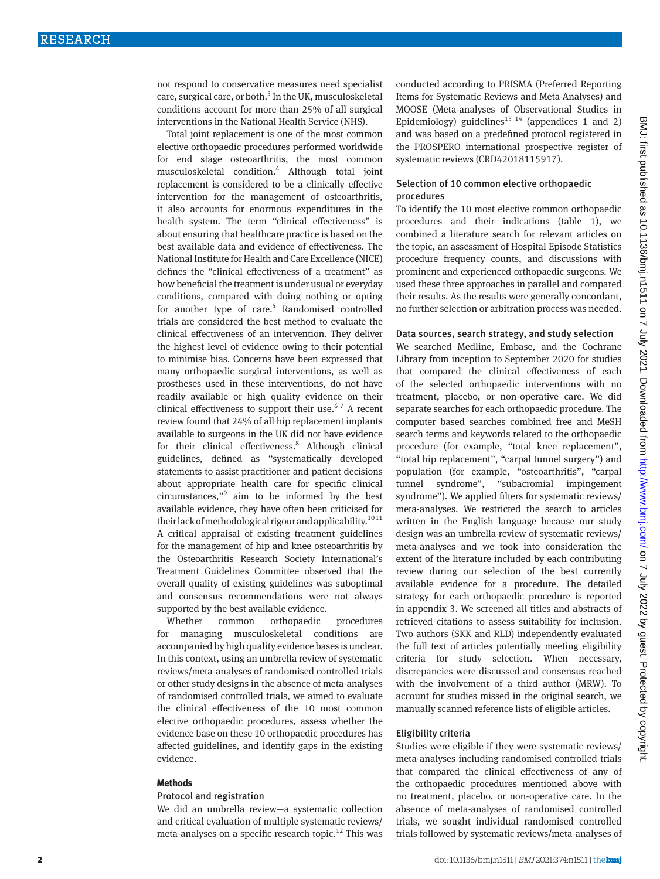not respond to conservative measures need specialist care, surgical care, or both.[3] In the UK, musculoskeletal conditions account for more than 25% of all surgical interventions in the National Health Service (NHS).

Total joint replacement is one of the most common elective orthopaedic procedures performed worldwide for end stage osteoarthritis, the most common musculoskeletal condition.[4] Although total joint replacement is considered to be a clinically effective intervention for the management of osteoarthritis, it also accounts for enormous expenditures in the health system. The term "clinical effectiveness" is about ensuring that healthcare practice is based on the best available data and evidence of effectiveness. The National Institute for Health and Care Excellence (NICE) defines the "clinical effectiveness of a treatment" as how beneficial the treatment is under usual or everyday conditions, compared with doing nothing or opting for another type of care.[5] Randomised controlled trials are considered the best method to evaluate the clinical effectiveness of an intervention. They deliver the highest level of evidence owing to their potential to minimise bias. Concerns have been expressed that many orthopaedic surgical interventions, as well as prostheses used in these interventions, do not have readily available or high quality evidence on their clinical effectiveness to support their use.[6,7] A recent review found that 24% of all hip replacement implants available to surgeons in the UK did not have evidence for their clinical effectiveness.[8] Although clinical guidelines, defined as "systematically developed statements to assist practitioner and patient decisions about appropriate health care for specific clinical circumstances,"[9] aim to be informed by the best available evidence, they have often been criticised for their lack of methodological rigour and applicability.[10,11] A critical appraisal of existing treatment guidelines for the management of hip and knee osteoarthritis by the Osteoarthritis Research Society International's Treatment Guidelines Committee observed that the overall quality of existing guidelines was suboptimal and consensus recommendations were not always supported by the best available evidence.

Whether common orthopaedic procedures for managing musculoskeletal conditions are accompanied by high quality evidence bases is unclear. In this context, using an umbrella review of systematic reviews/meta-analyses of randomised controlled trials or other study designs in the absence of meta-analyses of randomised controlled trials, we aimed to evaluate the clinical effectiveness of the 10 most common elective orthopaedic procedures, assess whether the evidence base on these 10 orthopaedic procedures has affected guidelines, and identify gaps in the existing evidence.

## Methods

### Protocol and registration

We did an umbrella review—a systematic collection and critical evaluation of multiple systematic reviews/meta-analyses on a specific research topic.[12] This was conducted according to PRISMA (Preferred Reporting Items for Systematic Reviews and Meta-Analyses) and MOOSE (Meta-analyses of Observational Studies in Epidemiology) guidelines[13,14] (appendices 1 and 2) and was based on a predefined protocol registered in the PROSPERO international prospective register of systematic reviews (CRD42018115917).

### Selection of 10 common elective orthopaedic procedures

To identify the 10 most elective common orthopaedic procedures and their indications (table 1), we combined a literature search for relevant articles on the topic, an assessment of Hospital Episode Statistics procedure frequency counts, and discussions with prominent and experienced orthopaedic surgeons. We used these three approaches in parallel and compared their results. As the results were generally concordant, no further selection or arbitration process was needed.

### Data sources, search strategy, and study selection

We searched Medline, Embase, and the Cochrane Library from inception to September 2020 for studies that compared the clinical effectiveness of each of the selected orthopaedic interventions with no treatment, placebo, or non-operative care. We did separate searches for each orthopaedic procedure. The computer based searches combined free and MeSH search terms and keywords related to the orthopaedic procedure (for example, "total knee replacement", "total hip replacement", "carpal tunnel surgery") and population (for example, "osteoarthritis", "carpal tunnel syndrome", "subacromial impingement syndrome"). We applied filters for systematic reviews/meta-analyses. We restricted the search to articles written in the English language because our study design was an umbrella review of systematic reviews/meta-analyses and we took into consideration the extent of the literature included by each contributing review during our selection of the best currently available evidence for a procedure. The detailed strategy for each orthopaedic procedure is reported in appendix 3. We screened all titles and abstracts of retrieved citations to assess suitability for inclusion. Two authors (SKK and RLD) independently evaluated the full text of articles potentially meeting eligibility criteria for study selection. When necessary, discrepancies were discussed and consensus reached with the involvement of a third author (MRW). To account for studies missed in the original search, we manually scanned reference lists of eligible articles.

### Eligibility criteria

Studies were eligible if they were systematic reviews/meta-analyses including randomised controlled trials that compared the clinical effectiveness of any of the orthopaedic procedures mentioned above with no treatment, placebo, or non-operative care. In the absence of meta-analyses of randomised controlled trials, we sought individual randomised controlled trials followed by systematic reviews/meta-analyses of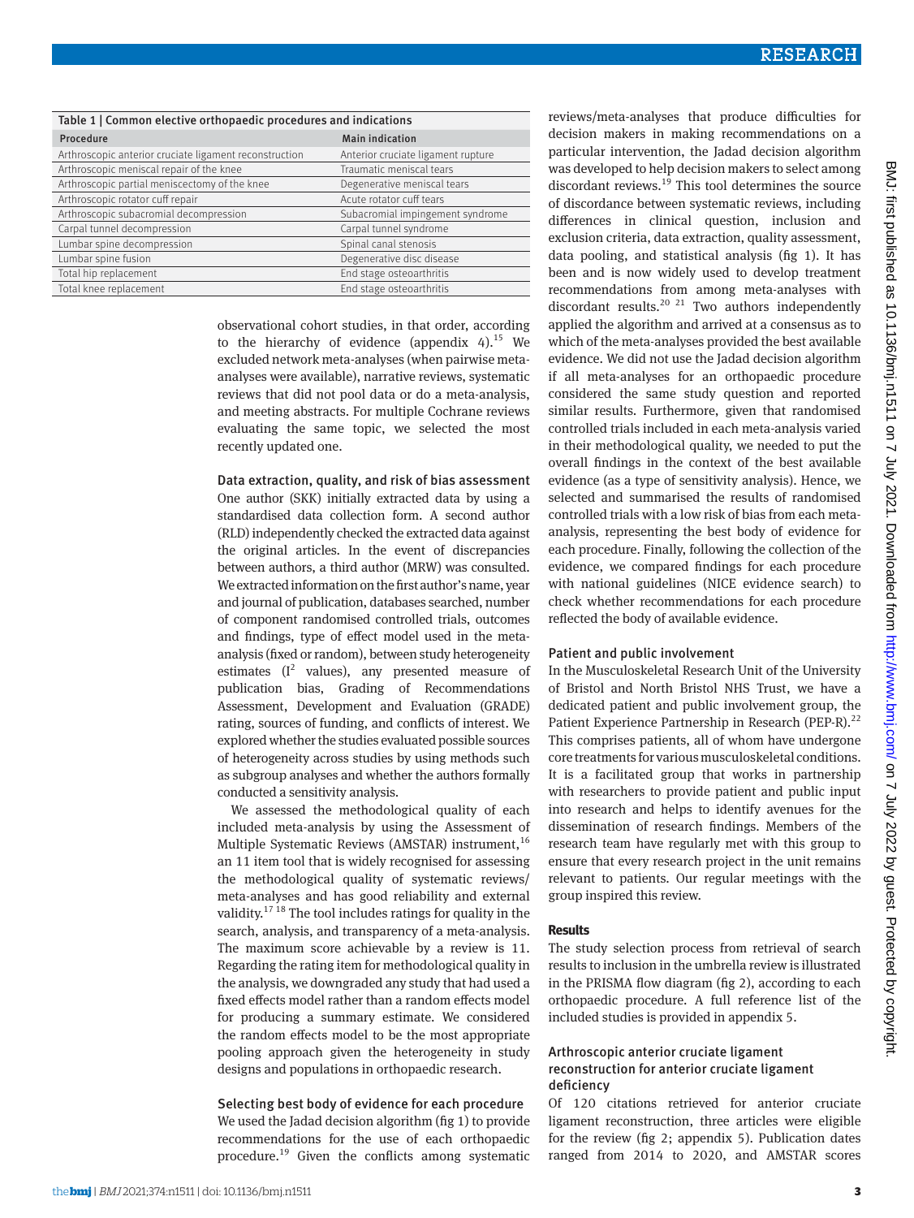Table 1 | Common elective orthopaedic procedures and indications

| Procedure | Main indication |
|---|---|
| Arthroscopic anterior cruciate ligament reconstruction | Anterior cruciate ligament rupture |
| Arthroscopic meniscal repair of the knee | Traumatic meniscal tears |
| Arthroscopic partial meniscectomy of the knee | Degenerative meniscal tears |
| Arthroscopic rotator cuff repair | Acute rotator cuff tears |
| Arthroscopic subacromial decompression | Subacromial impingement syndrome |
| Carpal tunnel decompression | Carpal tunnel syndrome |
| Lumbar spine decompression | Spinal canal stenosis |
| Lumbar spine fusion | Degenerative disc disease |
| Total hip replacement | End stage osteoarthritis |
| Total knee replacement | End stage osteoarthritis |

observational cohort studies, in that order, according to the hierarchy of evidence (appendix 4).[15] We excluded network meta-analyses (when pairwise meta-analyses were available), narrative reviews, systematic reviews that did not pool data or do a meta-analysis, and meeting abstracts. For multiple Cochrane reviews evaluating the same topic, we selected the most recently updated one.

### Data extraction, quality, and risk of bias assessment

One author (SKK) initially extracted data by using a standardised data collection form. A second author (RLD) independently checked the extracted data against the original articles. In the event of discrepancies between authors, a third author (MRW) was consulted. We extracted information on the first author's name, year and journal of publication, databases searched, number of component randomised controlled trials, outcomes and findings, type of effect model used in the meta-analysis (fixed or random), between study heterogeneity estimates ($I^2$ values), any presented measure of publication bias, Grading of Recommendations Assessment, Development and Evaluation (GRADE) rating, sources of funding, and conflicts of interest. We explored whether the studies evaluated possible sources of heterogeneity across studies by using methods such as subgroup analyses and whether the authors formally conducted a sensitivity analysis.

We assessed the methodological quality of each included meta-analysis by using the Assessment of Multiple Systematic Reviews (AMSTAR) instrument,[16] an 11 item tool that is widely recognised for assessing the methodological quality of systematic reviews/meta-analyses and has good reliability and external validity.[17,18] The tool includes ratings for quality in the search, analysis, and transparency of a meta-analysis. The maximum score achievable by a review is 11. Regarding the rating item for methodological quality in the analysis, we downgraded any study that had used a fixed effects model rather than a random effects model for producing a summary estimate. We considered the random effects model to be the most appropriate pooling approach given the heterogeneity in study designs and populations in orthopaedic research.

### Selecting best body of evidence for each procedure

We used the Jadad decision algorithm (fig 1) to provide recommendations for the use of each orthopaedic procedure.[19] Given the conflicts among systematic reviews/meta-analyses that produce difficulties for decision makers in making recommendations on a particular intervention, the Jadad decision algorithm was developed to help decision makers to select among discordant reviews.[19] This tool determines the source of discordance between systematic reviews, including differences in clinical question, inclusion and exclusion criteria, data extraction, quality assessment, data pooling, and statistical analysis (fig 1). It has been and is now widely used to develop treatment recommendations from among meta-analyses with discordant results.[20,21] Two authors independently applied the algorithm and arrived at a consensus as to which of the meta-analyses provided the best available evidence. We did not use the Jadad decision algorithm if all meta-analyses for an orthopaedic procedure considered the same study question and reported similar results. Furthermore, given that randomised controlled trials included in each meta-analysis varied in their methodological quality, we needed to put the overall findings in the context of the best available evidence (as a type of sensitivity analysis). Hence, we selected and summarised the results of randomised controlled trials with a low risk of bias from each meta-analysis, representing the best body of evidence for each procedure. Finally, following the collection of the evidence, we compared findings for each procedure with national guidelines (NICE evidence search) to check whether recommendations for each procedure reflected the body of available evidence.

### Patient and public involvement

In the Musculoskeletal Research Unit of the University of Bristol and North Bristol NHS Trust, we have a dedicated patient and public involvement group, the Patient Experience Partnership in Research (PEP-R).[22] This comprises patients, all of whom have undergone core treatments for various musculoskeletal conditions. It is a facilitated group that works in partnership with researchers to provide patient and public input into research and helps to identify avenues for the dissemination of research findings. Members of the research team have regularly met with this group to ensure that every research project in the unit remains relevant to patients. Our regular meetings with the group inspired this review.

## Results

The study selection process from retrieval of search results to inclusion in the umbrella review is illustrated in the PRISMA flow diagram (fig 2), according to each orthopaedic procedure. A full reference list of the included studies is provided in appendix 5.

### Arthroscopic anterior cruciate ligament reconstruction for anterior cruciate ligament deficiency

Of 120 citations retrieved for anterior cruciate ligament reconstruction, three articles were eligible for the review (fig 2; appendix 5). Publication dates ranged from 2014 to 2020, and AMSTAR scores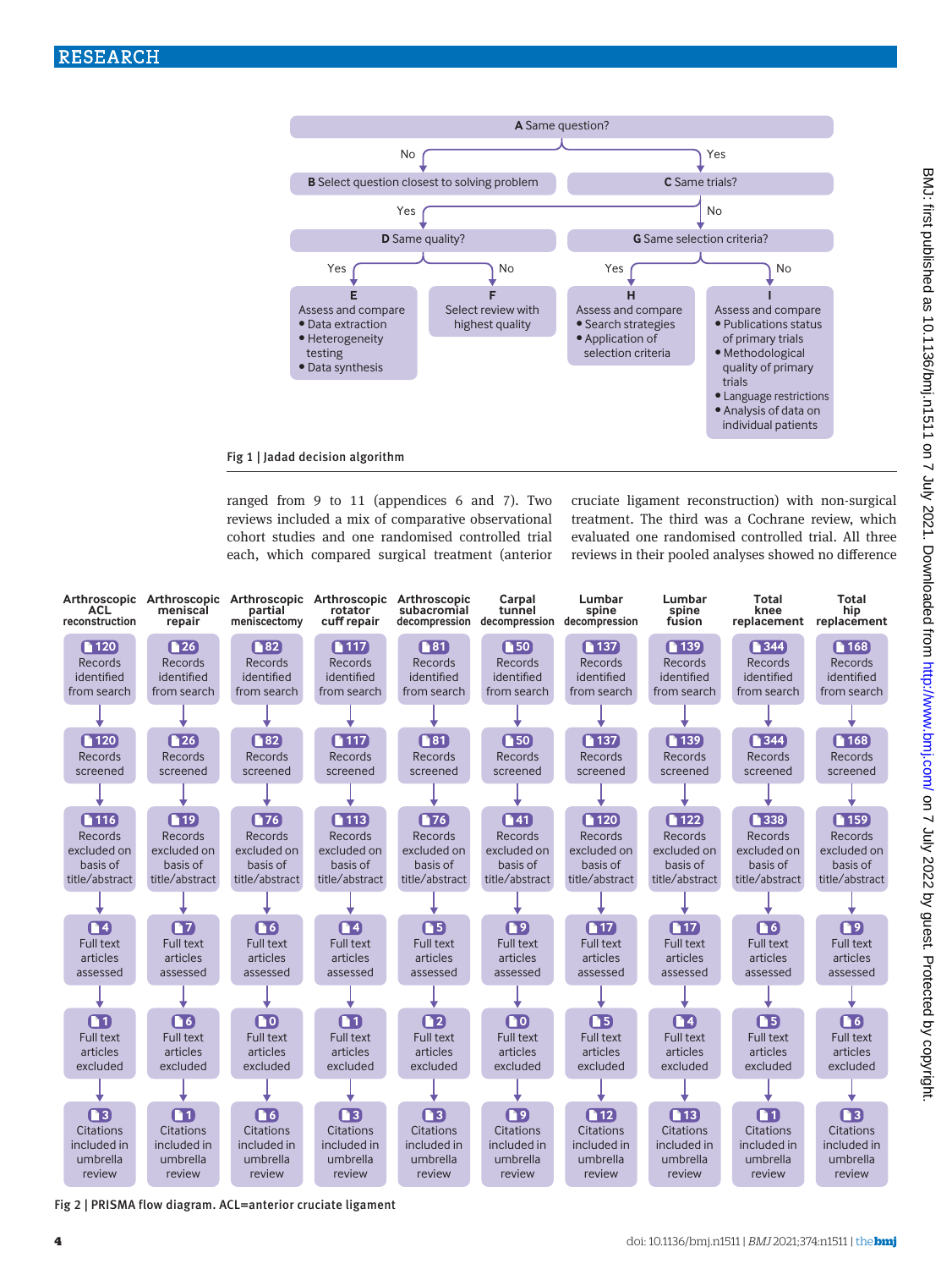**A** Same question?

- No → **B** Select question closest to solving problem
- Yes → **C** Same trials?
  - Yes → **D** Same quality?
    - Yes → **E** Assess and compare
      - Data extraction
      - Heterogeneity testing
      - Data synthesis
    - No → **F** Select review with highest quality
  - No → **G** Same selection criteria?
    - Yes → **H** Assess and compare
      - Search strategies
      - Application of selection criteria
    - No → **I** Assess and compare
      - Publications status of primary trials
      - Methodological quality of primary trials
      - Language restrictions
      - Analysis of data on individual patients

Fig 1 | Jadad decision algorithm

ranged from 9 to 11 (appendices 6 and 7). Two reviews included a mix of comparative observational cohort studies and one randomised controlled trial each, which compared surgical treatment (anterior cruciate ligament reconstruction) with non-surgical treatment. The third was a Cochrane review, which evaluated one randomised controlled trial. All three reviews in their pooled analyses showed no difference

| | Arthroscopic ACL reconstruction | Arthroscopic meniscal repair | Arthroscopic partial meniscectomy | Arthroscopic rotator cuff repair | Arthroscopic subacromial decompression | Carpal tunnel decompression | Lumbar spine decompression | Lumbar spine fusion | Total knee replacement | Total hip replacement |
|---|---|---|---|---|---|---|---|---|---|---|
| Records identified from search | 120 | 26 | 82 | 117 | 81 | 50 | 137 | 139 | 344 | 168 |
| Records screened | 120 | 26 | 82 | 117 | 81 | 50 | 137 | 139 | 344 | 168 |
| Records excluded on basis of title/abstract | 116 | 19 | 76 | 113 | 76 | 41 | 120 | 122 | 338 | 159 |
| Full text articles assessed | 4 | 7 | 6 | 4 | 5 | 9 | 17 | 17 | 6 | 9 |
| Full text articles excluded | 1 | 6 | 0 | 1 | 2 | 0 | 5 | 4 | 5 | 6 |
| Citations included in umbrella review | 3 | 1 | 6 | 3 | 3 | 9 | 12 | 13 | 1 | 3 |

Fig 2 | PRISMA flow diagram. ACL=anterior cruciate ligament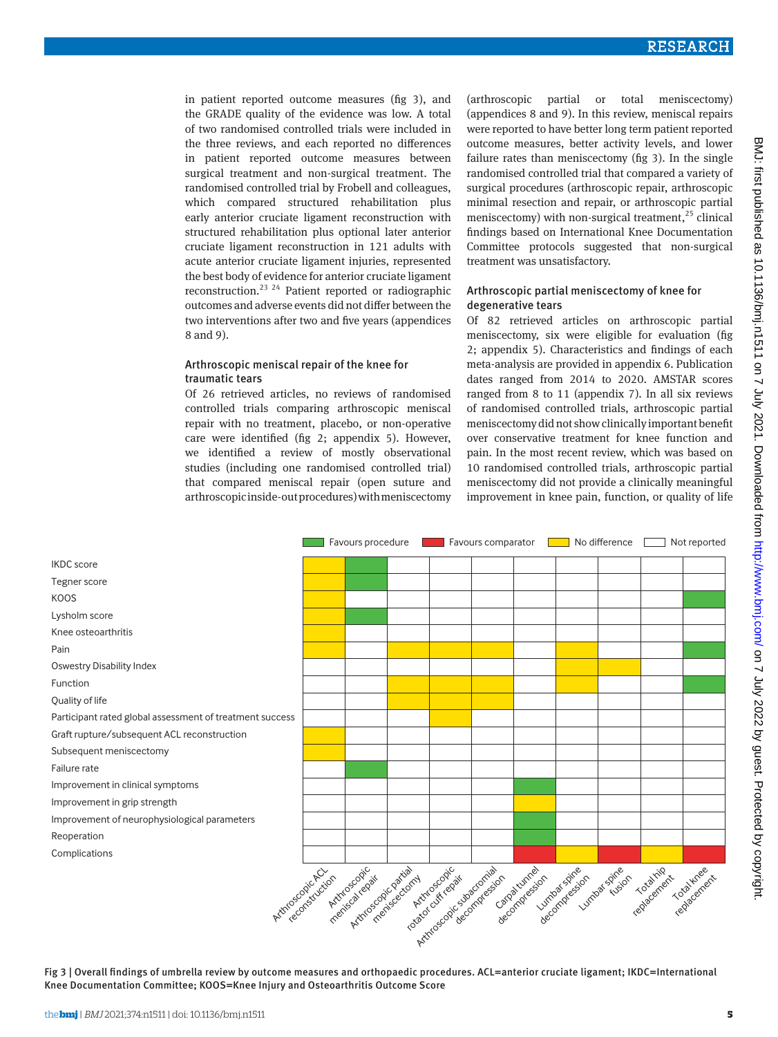in patient reported outcome measures (fig 3), and the GRADE quality of the evidence was low. A total of two randomised controlled trials were included in the three reviews, and each reported no differences in patient reported outcome measures between surgical treatment and non-surgical treatment. The randomised controlled trial by Frobell and colleagues, which compared structured rehabilitation plus early anterior cruciate ligament reconstruction with structured rehabilitation plus optional later anterior cruciate ligament reconstruction in 121 adults with acute anterior cruciate ligament injuries, represented the best body of evidence for anterior cruciate ligament reconstruction.[23 24] Patient reported or radiographic outcomes and adverse events did not differ between the two interventions after two and five years (appendices 8 and 9).

### Arthroscopic meniscal repair of the knee for traumatic tears

Of 26 retrieved articles, no reviews of randomised controlled trials comparing arthroscopic meniscal repair with no treatment, placebo, or non-operative care were identified (fig 2; appendix 5). However, we identified a review of mostly observational studies (including one randomised controlled trial) that compared meniscal repair (open suture and arthroscopic inside-out procedures) with meniscectomy (arthroscopic partial or total meniscectomy) (appendices 8 and 9). In this review, meniscal repairs were reported to have better long term patient reported outcome measures, better activity levels, and lower failure rates than meniscectomy (fig 3). In the single randomised controlled trial that compared a variety of surgical procedures (arthroscopic repair, arthroscopic minimal resection and repair, or arthroscopic partial meniscectomy) with non-surgical treatment,[25] clinical findings based on International Knee Documentation Committee protocols suggested that non-surgical treatment was unsatisfactory.

### Arthroscopic partial meniscectomy of knee for degenerative tears

Of 82 retrieved articles on arthroscopic partial meniscectomy, six were eligible for evaluation (fig 2; appendix 5). Characteristics and findings of each meta-analysis are provided in appendix 6. Publication dates ranged from 2014 to 2020. AMSTAR scores ranged from 8 to 11 (appendix 7). In all six reviews of randomised controlled trials, arthroscopic partial meniscectomy did not show clinically important benefit over conservative treatment for knee function and pain. In the most recent review, which was based on 10 randomised controlled trials, arthroscopic partial meniscectomy did not provide a clinically meaningful improvement in knee pain, function, or quality of life

| Outcome | Arthroscopic ACL reconstruction | Arthroscopic meniscal repair | Arthroscopic partial meniscectomy | Arthroscopic rotator cuff repair | Arthroscopic subacromial decompression | Carpal tunnel decompression | Lumbar spine decompression | Lumbar spine fusion | Total hip replacement | Total knee replacement |
|---|---|---|---|---|---|---|---|---|---|---|
| IKDC score | No difference | Favours procedure | | | | | | | | |
| Tegner score | No difference | Favours procedure | | | | | | | | |
| KOOS | No difference | | | | | | | | | Favours procedure |
| Lysholm score | No difference | Favours procedure | | | | | | | | |
| Knee osteoarthritis | No difference | | | | | | | | | |
| Pain | No difference | | No difference | No difference | No difference | | No difference | | | Favours procedure |
| Oswestry Disability Index | | | | | | | No difference | No difference | | |
| Function | | | No difference | No difference | No difference | | No difference | | | Favours procedure |
| Quality of life | | | No difference | No difference | No difference | | | | | |
| Participant rated global assessment of treatment success | | | | No difference | | | | | | |
| Graft rupture/subsequent ACL reconstruction | No difference | | | | | | | | | |
| Subsequent meniscectomy | No difference | | | | | | | | | |
| Failure rate | | Favours procedure | | | | | | | | |
| Improvement in clinical symptoms | | | | | | Favours procedure | | | | |
| Improvement in grip strength | | | | | | No difference | | | | |
| Improvement of neurophysiological parameters | | | | | | Favours procedure | | | | |
| Reoperation | | | | | | Favours procedure | | | | |
| Complications | | | | | | Favours comparator | No difference | Favours comparator | No difference | Favours comparator |

Legend: Favours procedure; Favours comparator; No difference; Not reported (blank)

Fig 3 | Overall findings of umbrella review by outcome measures and orthopaedic procedures. ACL=anterior cruciate ligament; IKDC=International Knee Documentation Committee; KOOS=Knee Injury and Osteoarthritis Outcome Score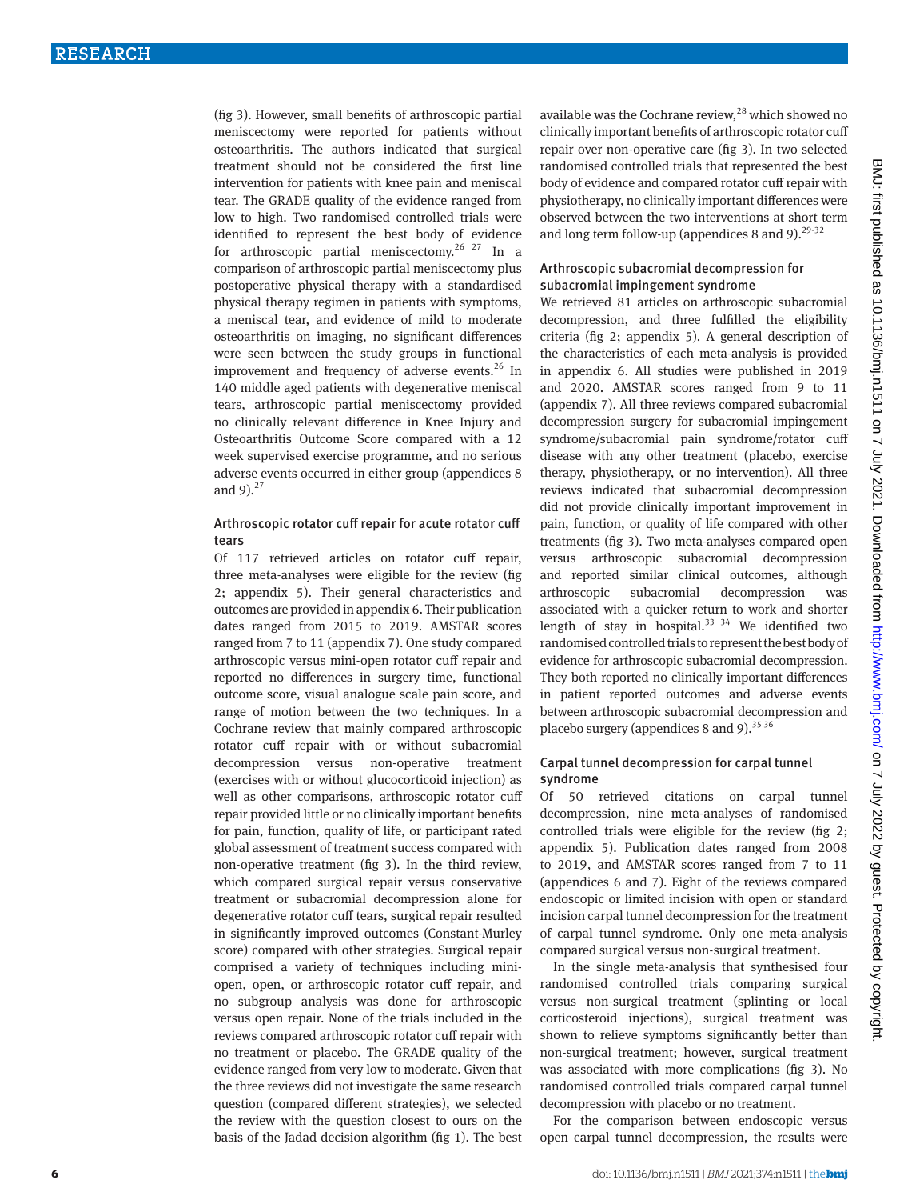(fig 3). However, small benefits of arthroscopic partial meniscectomy were reported for patients without osteoarthritis. The authors indicated that surgical treatment should not be considered the first line intervention for patients with knee pain and meniscal tear. The GRADE quality of the evidence ranged from low to high. Two randomised controlled trials were identified to represent the best body of evidence for arthroscopic partial meniscectomy.[26 27] In a comparison of arthroscopic partial meniscectomy plus postoperative physical therapy with a standardised physical therapy regimen in patients with symptoms, a meniscal tear, and evidence of mild to moderate osteoarthritis on imaging, no significant differences were seen between the study groups in functional improvement and frequency of adverse events.[26] In 140 middle aged patients with degenerative meniscal tears, arthroscopic partial meniscectomy provided no clinically relevant difference in Knee Injury and Osteoarthritis Outcome Score compared with a 12 week supervised exercise programme, and no serious adverse events occurred in either group (appendices 8 and 9).[27]

### Arthroscopic rotator cuff repair for acute rotator cuff tears

Of 117 retrieved articles on rotator cuff repair, three meta-analyses were eligible for the review (fig 2; appendix 5). Their general characteristics and outcomes are provided in appendix 6. Their publication dates ranged from 2015 to 2019. AMSTAR scores ranged from 7 to 11 (appendix 7). One study compared arthroscopic versus mini-open rotator cuff repair and reported no differences in surgery time, functional outcome score, visual analogue scale pain score, and range of motion between the two techniques. In a Cochrane review that mainly compared arthroscopic rotator cuff repair with or without subacromial decompression versus non-operative treatment (exercises with or without glucocorticoid injection) as well as other comparisons, arthroscopic rotator cuff repair provided little or no clinically important benefits for pain, function, quality of life, or participant rated global assessment of treatment success compared with non-operative treatment (fig 3). In the third review, which compared surgical repair versus conservative treatment or subacromial decompression alone for degenerative rotator cuff tears, surgical repair resulted in significantly improved outcomes (Constant-Murley score) compared with other strategies. Surgical repair comprised a variety of techniques including mini-open, open, or arthroscopic rotator cuff repair, and no subgroup analysis was done for arthroscopic versus open repair. None of the trials included in the reviews compared arthroscopic rotator cuff repair with no treatment or placebo. The GRADE quality of the evidence ranged from very low to moderate. Given that the three reviews did not investigate the same research question (compared different strategies), we selected the review with the question closest to ours on the basis of the Jadad decision algorithm (fig 1). The best available was the Cochrane review,[28] which showed no clinically important benefits of arthroscopic rotator cuff repair over non-operative care (fig 3). In two selected randomised controlled trials that represented the best body of evidence and compared rotator cuff repair with physiotherapy, no clinically important differences were observed between the two interventions at short term and long term follow-up (appendices 8 and 9).[29-32]

### Arthroscopic subacromial decompression for subacromial impingement syndrome

We retrieved 81 articles on arthroscopic subacromial decompression, and three fulfilled the eligibility criteria (fig 2; appendix 5). A general description of the characteristics of each meta-analysis is provided in appendix 6. All studies were published in 2019 and 2020. AMSTAR scores ranged from 9 to 11 (appendix 7). All three reviews compared subacromial decompression surgery for subacromial impingement syndrome/subacromial pain syndrome/rotator cuff disease with any other treatment (placebo, exercise therapy, physiotherapy, or no intervention). All three reviews indicated that subacromial decompression did not provide clinically important improvement in pain, function, or quality of life compared with other treatments (fig 3). Two meta-analyses compared open versus arthroscopic subacromial decompression and reported similar clinical outcomes, although arthroscopic subacromial decompression was associated with a quicker return to work and shorter length of stay in hospital.[33 34] We identified two randomised controlled trials to represent the best body of evidence for arthroscopic subacromial decompression. They both reported no clinically important differences in patient reported outcomes and adverse events between arthroscopic subacromial decompression and placebo surgery (appendices 8 and 9).[35 36]

### Carpal tunnel decompression for carpal tunnel syndrome

Of 50 retrieved citations on carpal tunnel decompression, nine meta-analyses of randomised controlled trials were eligible for the review (fig 2; appendix 5). Publication dates ranged from 2008 to 2019, and AMSTAR scores ranged from 7 to 11 (appendices 6 and 7). Eight of the reviews compared endoscopic or limited incision with open or standard incision carpal tunnel decompression for the treatment of carpal tunnel syndrome. Only one meta-analysis compared surgical versus non-surgical treatment.

In the single meta-analysis that synthesised four randomised controlled trials comparing surgical versus non-surgical treatment (splinting or local corticosteroid injections), surgical treatment was shown to relieve symptoms significantly better than non-surgical treatment; however, surgical treatment was associated with more complications (fig 3). No randomised controlled trials compared carpal tunnel decompression with placebo or no treatment.

For the comparison between endoscopic versus open carpal tunnel decompression, the results were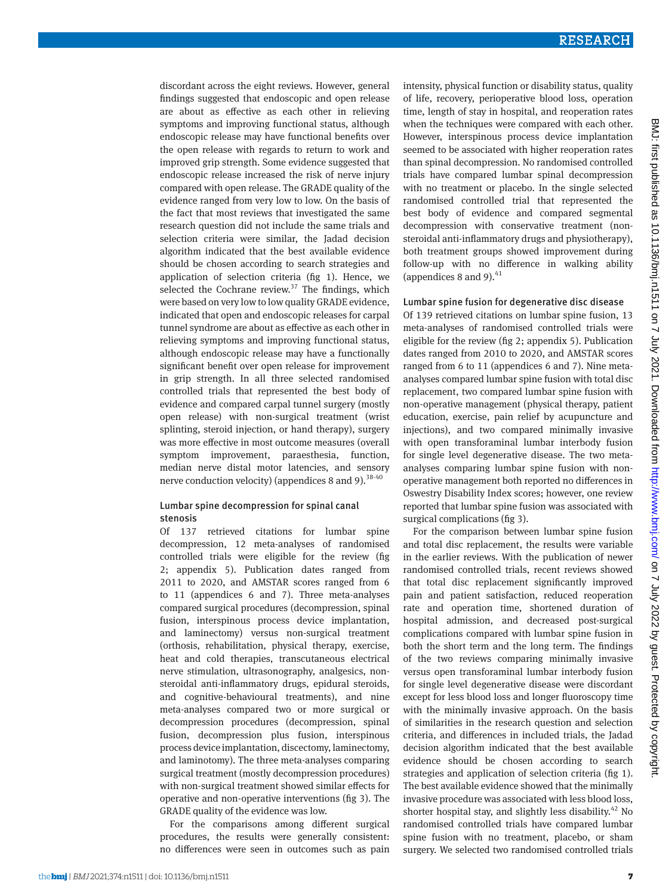discordant across the eight reviews. However, general findings suggested that endoscopic and open release are about as effective as each other in relieving symptoms and improving functional status, although endoscopic release may have functional benefits over the open release with regards to return to work and improved grip strength. Some evidence suggested that endoscopic release increased the risk of nerve injury compared with open release. The GRADE quality of the evidence ranged from very low to low. On the basis of the fact that most reviews that investigated the same research question did not include the same trials and selection criteria were similar, the Jadad decision algorithm indicated that the best available evidence should be chosen according to search strategies and application of selection criteria (fig 1). Hence, we selected the Cochrane review.[37] The findings, which were based on very low to low quality GRADE evidence, indicated that open and endoscopic releases for carpal tunnel syndrome are about as effective as each other in relieving symptoms and improving functional status, although endoscopic release may have a functionally significant benefit over open release for improvement in grip strength. In all three selected randomised controlled trials that represented the best body of evidence and compared carpal tunnel surgery (mostly open release) with non-surgical treatment (wrist splinting, steroid injection, or hand therapy), surgery was more effective in most outcome measures (overall symptom improvement, paraesthesia, function, median nerve distal motor latencies, and sensory nerve conduction velocity) (appendices 8 and 9).[38-40]

### Lumbar spine decompression for spinal canal stenosis

Of 137 retrieved citations for lumbar spine decompression, 12 meta-analyses of randomised controlled trials were eligible for the review (fig 2; appendix 5). Publication dates ranged from 2011 to 2020, and AMSTAR scores ranged from 6 to 11 (appendices 6 and 7). Three meta-analyses compared surgical procedures (decompression, spinal fusion, interspinous process device implantation, and laminectomy) versus non-surgical treatment (orthosis, rehabilitation, physical therapy, exercise, heat and cold therapies, transcutaneous electrical nerve stimulation, ultrasonography, analgesics, non-steroidal anti-inflammatory drugs, epidural steroids, and cognitive-behavioural treatments), and nine meta-analyses compared two or more surgical or decompression procedures (decompression, spinal fusion, decompression plus fusion, interspinous process device implantation, discectomy, laminectomy, and laminotomy). The three meta-analyses comparing surgical treatment (mostly decompression procedures) with non-surgical treatment showed similar effects for operative and non-operative interventions (fig 3). The GRADE quality of the evidence was low.

For the comparisons among different surgical procedures, the results were generally consistent: no differences were seen in outcomes such as pain intensity, physical function or disability status, quality of life, recovery, perioperative blood loss, operation time, length of stay in hospital, and reoperation rates when the techniques were compared with each other. However, interspinous process device implantation seemed to be associated with higher reoperation rates than spinal decompression. No randomised controlled trials have compared lumbar spinal decompression with no treatment or placebo. In the single selected randomised controlled trial that represented the best body of evidence and compared segmental decompression with conservative treatment (non-steroidal anti-inflammatory drugs and physiotherapy), both treatment groups showed improvement during follow-up with no difference in walking ability (appendices 8 and 9).[41]

### Lumbar spine fusion for degenerative disc disease

Of 139 retrieved citations on lumbar spine fusion, 13 meta-analyses of randomised controlled trials were eligible for the review (fig 2; appendix 5). Publication dates ranged from 2010 to 2020, and AMSTAR scores ranged from 6 to 11 (appendices 6 and 7). Nine meta-analyses compared lumbar spine fusion with total disc replacement, two compared lumbar spine fusion with non-operative management (physical therapy, patient education, exercise, pain relief by acupuncture and injections), and two compared minimally invasive with open transforaminal lumbar interbody fusion for single level degenerative disease. The two meta-analyses comparing lumbar spine fusion with non-operative management both reported no differences in Oswestry Disability Index scores; however, one review reported that lumbar spine fusion was associated with surgical complications (fig 3).

For the comparison between lumbar spine fusion and total disc replacement, the results were variable in the earlier reviews. With the publication of newer randomised controlled trials, recent reviews showed that total disc replacement significantly improved pain and patient satisfaction, reduced reoperation rate and operation time, shortened duration of hospital admission, and decreased post-surgical complications compared with lumbar spine fusion in both the short term and the long term. The findings of the two reviews comparing minimally invasive versus open transforaminal lumbar interbody fusion for single level degenerative disease were discordant except for less blood loss and longer fluoroscopy time with the minimally invasive approach. On the basis of similarities in the research question and selection criteria, and differences in included trials, the Jadad decision algorithm indicated that the best available evidence should be chosen according to search strategies and application of selection criteria (fig 1). The best available evidence showed that the minimally invasive procedure was associated with less blood loss, shorter hospital stay, and slightly less disability.[42] No randomised controlled trials have compared lumbar spine fusion with no treatment, placebo, or sham surgery. We selected two randomised controlled trials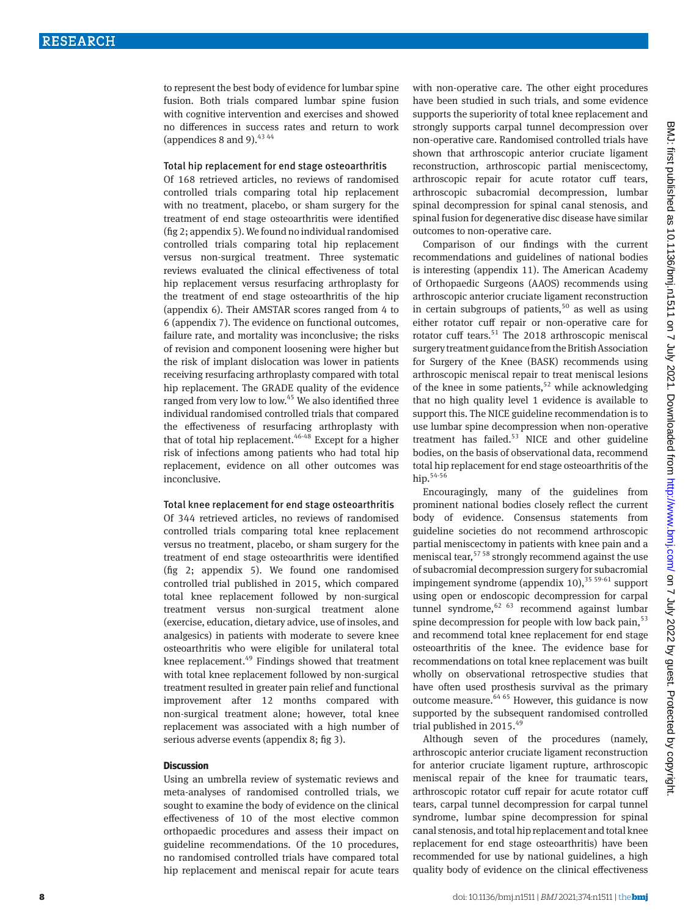to represent the best body of evidence for lumbar spine fusion. Both trials compared lumbar spine fusion with cognitive intervention and exercises and showed no differences in success rates and return to work (appendices 8 and 9).[43 44]

### Total hip replacement for end stage osteoarthritis

Of 168 retrieved articles, no reviews of randomised controlled trials comparing total hip replacement with no treatment, placebo, or sham surgery for the treatment of end stage osteoarthritis were identified (fig 2; appendix 5). We found no individual randomised controlled trials comparing total hip replacement versus non-surgical treatment. Three systematic reviews evaluated the clinical effectiveness of total hip replacement versus resurfacing arthroplasty for the treatment of end stage osteoarthritis of the hip (appendix 6). Their AMSTAR scores ranged from 4 to 6 (appendix 7). The evidence on functional outcomes, failure rate, and mortality was inconclusive; the risks of revision and component loosening were higher but the risk of implant dislocation was lower in patients receiving resurfacing arthroplasty compared with total hip replacement. The GRADE quality of the evidence ranged from very low to low.[45] We also identified three individual randomised controlled trials that compared the effectiveness of resurfacing arthroplasty with that of total hip replacement.[46-48] Except for a higher risk of infections among patients who had total hip replacement, evidence on all other outcomes was inconclusive.

### Total knee replacement for end stage osteoarthritis

Of 344 retrieved articles, no reviews of randomised controlled trials comparing total knee replacement versus no treatment, placebo, or sham surgery for the treatment of end stage osteoarthritis were identified (fig 2; appendix 5). We found one randomised controlled trial published in 2015, which compared total knee replacement followed by non-surgical treatment versus non-surgical treatment alone (exercise, education, dietary advice, use of insoles, and analgesics) in patients with moderate to severe knee osteoarthritis who were eligible for unilateral total knee replacement.[49] Findings showed that treatment with total knee replacement followed by non-surgical treatment resulted in greater pain relief and functional improvement after 12 months compared with non-surgical treatment alone; however, total knee replacement was associated with a high number of serious adverse events (appendix 8; fig 3).

## Discussion

Using an umbrella review of systematic reviews and meta-analyses of randomised controlled trials, we sought to examine the body of evidence on the clinical effectiveness of 10 of the most elective common orthopaedic procedures and assess their impact on guideline recommendations. Of the 10 procedures, no randomised controlled trials have compared total hip replacement and meniscal repair for acute tears with non-operative care. The other eight procedures have been studied in such trials, and some evidence supports the superiority of total knee replacement and strongly supports carpal tunnel decompression over non-operative care. Randomised controlled trials have shown that arthroscopic anterior cruciate ligament reconstruction, arthroscopic partial meniscectomy, arthroscopic repair for acute rotator cuff tears, arthroscopic subacromial decompression, lumbar spinal decompression for spinal canal stenosis, and spinal fusion for degenerative disc disease have similar outcomes to non-operative care.

Comparison of our findings with the current recommendations and guidelines of national bodies is interesting (appendix 11). The American Academy of Orthopaedic Surgeons (AAOS) recommends using arthroscopic anterior cruciate ligament reconstruction in certain subgroups of patients,[50] as well as using either rotator cuff repair or non-operative care for rotator cuff tears.[51] The 2018 arthroscopic meniscal surgery treatment guidance from the British Association for Surgery of the Knee (BASK) recommends using arthroscopic meniscal repair to treat meniscal lesions of the knee in some patients,[52] while acknowledging that no high quality level 1 evidence is available to support this. The NICE guideline recommendation is to use lumbar spine decompression when non-operative treatment has failed.[53] NICE and other guideline bodies, on the basis of observational data, recommend total hip replacement for end stage osteoarthritis of the hip.[54-56]

Encouragingly, many of the guidelines from prominent national bodies closely reflect the current body of evidence. Consensus statements from guideline societies do not recommend arthroscopic partial meniscectomy in patients with knee pain and a meniscal tear,[57 58] strongly recommend against the use of subacromial decompression surgery for subacromial impingement syndrome (appendix 10),[35 59-61] support using open or endoscopic decompression for carpal tunnel syndrome,[62 63] recommend against lumbar spine decompression for people with low back pain,[53] and recommend total knee replacement for end stage osteoarthritis of the knee. The evidence base for recommendations on total knee replacement was built wholly on observational retrospective studies that have often used prosthesis survival as the primary outcome measure.[64 65] However, this guidance is now supported by the subsequent randomised controlled trial published in 2015.[49]

Although seven of the procedures (namely, arthroscopic anterior cruciate ligament reconstruction for anterior cruciate ligament rupture, arthroscopic meniscal repair of the knee for traumatic tears, arthroscopic rotator cuff repair for acute rotator cuff tears, carpal tunnel decompression for carpal tunnel syndrome, lumbar spine decompression for spinal canal stenosis, and total hip replacement and total knee replacement for end stage osteoarthritis) have been recommended for use by national guidelines, a high quality body of evidence on the clinical effectiveness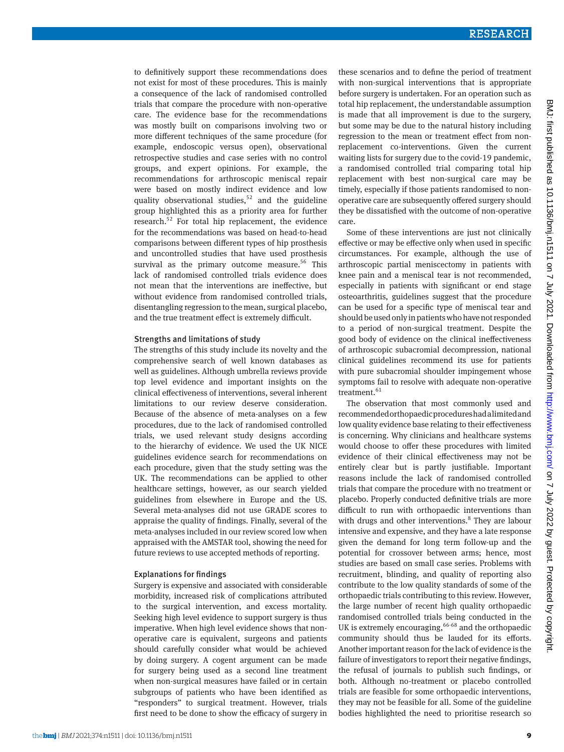to definitively support these recommendations does not exist for most of these procedures. This is mainly a consequence of the lack of randomised controlled trials that compare the procedure with non-operative care. The evidence base for the recommendations was mostly built on comparisons involving two or more different techniques of the same procedure (for example, endoscopic versus open), observational retrospective studies and case series with no control groups, and expert opinions. For example, the recommendations for arthroscopic meniscal repair were based on mostly indirect evidence and low quality observational studies,[52] and the guideline group highlighted this as a priority area for further research.[52] For total hip replacement, the evidence for the recommendations was based on head-to-head comparisons between different types of hip prosthesis and uncontrolled studies that have used prosthesis survival as the primary outcome measure.[56] This lack of randomised controlled trials evidence does not mean that the interventions are ineffective, but without evidence from randomised controlled trials, disentangling regression to the mean, surgical placebo, and the true treatment effect is extremely difficult.

### Strengths and limitations of study

The strengths of this study include its novelty and the comprehensive search of well known databases as well as guidelines. Although umbrella reviews provide top level evidence and important insights on the clinical effectiveness of interventions, several inherent limitations to our review deserve consideration. Because of the absence of meta-analyses on a few procedures, due to the lack of randomised controlled trials, we used relevant study designs according to the hierarchy of evidence. We used the UK NICE guidelines evidence search for recommendations on each procedure, given that the study setting was the UK. The recommendations can be applied to other healthcare settings, however, as our search yielded guidelines from elsewhere in Europe and the US. Several meta-analyses did not use GRADE scores to appraise the quality of findings. Finally, several of the meta-analyses included in our review scored low when appraised with the AMSTAR tool, showing the need for future reviews to use accepted methods of reporting.

### Explanations for findings

Surgery is expensive and associated with considerable morbidity, increased risk of complications attributed to the surgical intervention, and excess mortality. Seeking high level evidence to support surgery is thus imperative. When high level evidence shows that non-operative care is equivalent, surgeons and patients should carefully consider what would be achieved by doing surgery. A cogent argument can be made for surgery being used as a second line treatment when non-surgical measures have failed or in certain subgroups of patients who have been identified as "responders" to surgical treatment. However, trials first need to be done to show the efficacy of surgery in these scenarios and to define the period of treatment with non-surgical interventions that is appropriate before surgery is undertaken. For an operation such as total hip replacement, the understandable assumption is made that all improvement is due to the surgery, but some may be due to the natural history including regression to the mean or treatment effect from non-replacement co-interventions. Given the current waiting lists for surgery due to the covid-19 pandemic, a randomised controlled trial comparing total hip replacement with best non-surgical care may be timely, especially if those patients randomised to non-operative care are subsequently offered surgery should they be dissatisfied with the outcome of non-operative care.

Some of these interventions are just not clinically effective or may be effective only when used in specific circumstances. For example, although the use of arthroscopic partial meniscectomy in patients with knee pain and a meniscal tear is not recommended, especially in patients with significant or end stage osteoarthritis, guidelines suggest that the procedure can be used for a specific type of meniscal tear and should be used only in patients who have not responded to a period of non-surgical treatment. Despite the good body of evidence on the clinical ineffectiveness of arthroscopic subacromial decompression, national clinical guidelines recommend its use for patients with pure subacromial shoulder impingement whose symptoms fail to resolve with adequate non-operative treatment.[61]

The observation that most commonly used and recommended orthopaedic procedures had a limited and low quality evidence base relating to their effectiveness is concerning. Why clinicians and healthcare systems would choose to offer these procedures with limited evidence of their clinical effectiveness may not be entirely clear but is partly justifiable. Important reasons include the lack of randomised controlled trials that compare the procedure with no treatment or placebo. Properly conducted definitive trials are more difficult to run with orthopaedic interventions than with drugs and other interventions.[8] They are labour intensive and expensive, and they have a late response given the demand for long term follow-up and the potential for crossover between arms; hence, most studies are based on small case series. Problems with recruitment, blinding, and quality of reporting also contribute to the low quality standards of some of the orthopaedic trials contributing to this review. However, the large number of recent high quality orthopaedic randomised controlled trials being conducted in the UK is extremely encouraging,[66-68] and the orthopaedic community should thus be lauded for its efforts. Another important reason for the lack of evidence is the failure of investigators to report their negative findings, the refusal of journals to publish such findings, or both. Although no-treatment or placebo controlled trials are feasible for some orthopaedic interventions, they may not be feasible for all. Some of the guideline bodies highlighted the need to prioritise research so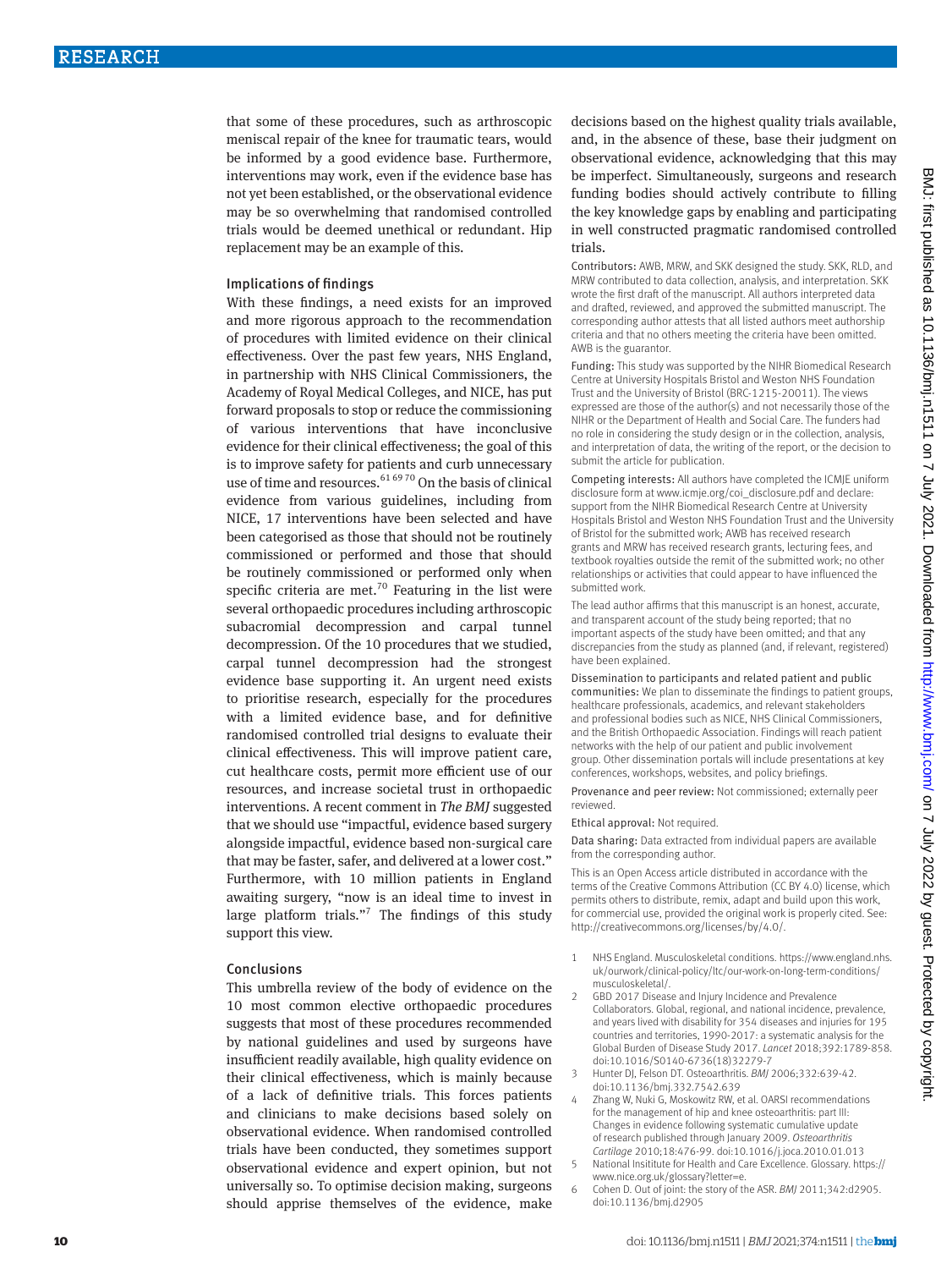that some of these procedures, such as arthroscopic meniscal repair of the knee for traumatic tears, would be informed by a good evidence base. Furthermore, interventions may work, even if the evidence base has not yet been established, or the observational evidence may be so overwhelming that randomised controlled trials would be deemed unethical or redundant. Hip replacement may be an example of this.

### Implications of findings

With these findings, a need exists for an improved and more rigorous approach to the recommendation of procedures with limited evidence on their clinical effectiveness. Over the past few years, NHS England, in partnership with NHS Clinical Commissioners, the Academy of Royal Medical Colleges, and NICE, has put forward proposals to stop or reduce the commissioning of various interventions that have inconclusive evidence for their clinical effectiveness; the goal of this is to improve safety for patients and curb unnecessary use of time and resources.[61 69 70] On the basis of clinical evidence from various guidelines, including from NICE, 17 interventions have been selected and have been categorised as those that should not be routinely commissioned or performed and those that should be routinely commissioned or performed only when specific criteria are met.[70] Featuring in the list were several orthopaedic procedures including arthroscopic subacromial decompression and carpal tunnel decompression. Of the 10 procedures that we studied, carpal tunnel decompression had the strongest evidence base supporting it. An urgent need exists to prioritise research, especially for the procedures with a limited evidence base, and for definitive randomised controlled trial designs to evaluate their clinical effectiveness. This will improve patient care, cut healthcare costs, permit more efficient use of our resources, and increase societal trust in orthopaedic interventions. A recent comment in *The BMJ* suggested that we should use "impactful, evidence based surgery alongside impactful, evidence based non-surgical care that may be faster, safer, and delivered at a lower cost." Furthermore, with 10 million patients in England awaiting surgery, "now is an ideal time to invest in large platform trials."[7] The findings of this study support this view.

### Conclusions

This umbrella review of the body of evidence on the 10 most common elective orthopaedic procedures suggests that most of these procedures recommended by national guidelines and used by surgeons have insufficient readily available, high quality evidence on their clinical effectiveness, which is mainly because of a lack of definitive trials. This forces patients and clinicians to make decisions based solely on observational evidence. When randomised controlled trials have been conducted, they sometimes support observational evidence and expert opinion, but not universally so. To optimise decision making, surgeons should apprise themselves of the evidence, make decisions based on the highest quality trials available, and, in the absence of these, base their judgment on observational evidence, acknowledging that this may be imperfect. Simultaneously, surgeons and research funding bodies should actively contribute to filling the key knowledge gaps by enabling and participating in well constructed pragmatic randomised controlled trials.

Contributors: AWB, MRW, and SKK designed the study. SKK, RLD, and MRW contributed to data collection, analysis, and interpretation. SKK wrote the first draft of the manuscript. All authors interpreted data and drafted, reviewed, and approved the submitted manuscript. The corresponding author attests that all listed authors meet authorship criteria and that no others meeting the criteria have been omitted. AWB is the guarantor.

Funding: This study was supported by the NIHR Biomedical Research Centre at University Hospitals Bristol and Weston NHS Foundation Trust and the University of Bristol (BRC-1215-20011). The views expressed are those of the author(s) and not necessarily those of the NIHR or the Department of Health and Social Care. The funders had no role in considering the study design or in the collection, analysis, and interpretation of data, the writing of the report, or the decision to submit the article for publication.

Competing interests: All authors have completed the ICMJE uniform disclosure form at www.icmje.org/coi_disclosure.pdf and declare: support from the NIHR Biomedical Research Centre at University Hospitals Bristol and Weston NHS Foundation Trust and the University of Bristol for the submitted work; AWB has received research grants and MRW has received research grants, lecturing fees, and textbook royalties outside the remit of the submitted work; no other relationships or activities that could appear to have influenced the submitted work.

The lead author affirms that this manuscript is an honest, accurate, and transparent account of the study being reported; that no important aspects of the study have been omitted; and that any discrepancies from the study as planned (and, if relevant, registered) have been explained.

Dissemination to participants and related patient and public communities: We plan to disseminate the findings to patient groups, healthcare professionals, academics, and relevant stakeholders and professional bodies such as NICE, NHS Clinical Commissioners, and the British Orthopaedic Association. Findings will reach patient networks with the help of our patient and public involvement group. Other dissemination portals will include presentations at key conferences, workshops, websites, and policy briefings.

Provenance and peer review: Not commissioned; externally peer reviewed.

Ethical approval: Not required.

Data sharing: Data extracted from individual papers are available from the corresponding author.

This is an Open Access article distributed in accordance with the terms of the Creative Commons Attribution (CC BY 4.0) license, which permits others to distribute, remix, adapt and build upon this work, for commercial use, provided the original work is properly cited. See: http://creativecommons.org/licenses/by/4.0/.

1. NHS England. Musculoskeletal conditions. https://www.england.nhs.uk/ourwork/clinical-policy/ltc/our-work-on-long-term-conditions/musculoskeletal/.
2. GBD 2017 Disease and Injury Incidence and Prevalence Collaborators. Global, regional, and national incidence, prevalence, and years lived with disability for 354 diseases and injuries for 195 countries and territories, 1990-2017: a systematic analysis for the Global Burden of Disease Study 2017. *Lancet* 2018;392:1789-858. doi:10.1016/S0140-6736(18)32279-7
3. Hunter DJ, Felson DT. Osteoarthritis. *BMJ* 2006;332:639-42. doi:10.1136/bmj.332.7542.639
4. Zhang W, Nuki G, Moskowitz RW, et al. OARSI recommendations for the management of hip and knee osteoarthritis: part III: Changes in evidence following systematic cumulative update of research published through January 2009. *Osteoarthritis Cartilage* 2010;18:476-99. doi:10.1016/j.joca.2010.01.013
5. National Insititute for Health and Care Excellence. Glossary. https://www.nice.org.uk/glossary?letter=e.
6. Cohen D. Out of joint: the story of the ASR. *BMJ* 2011;342:d2905. doi:10.1136/bmj.d2905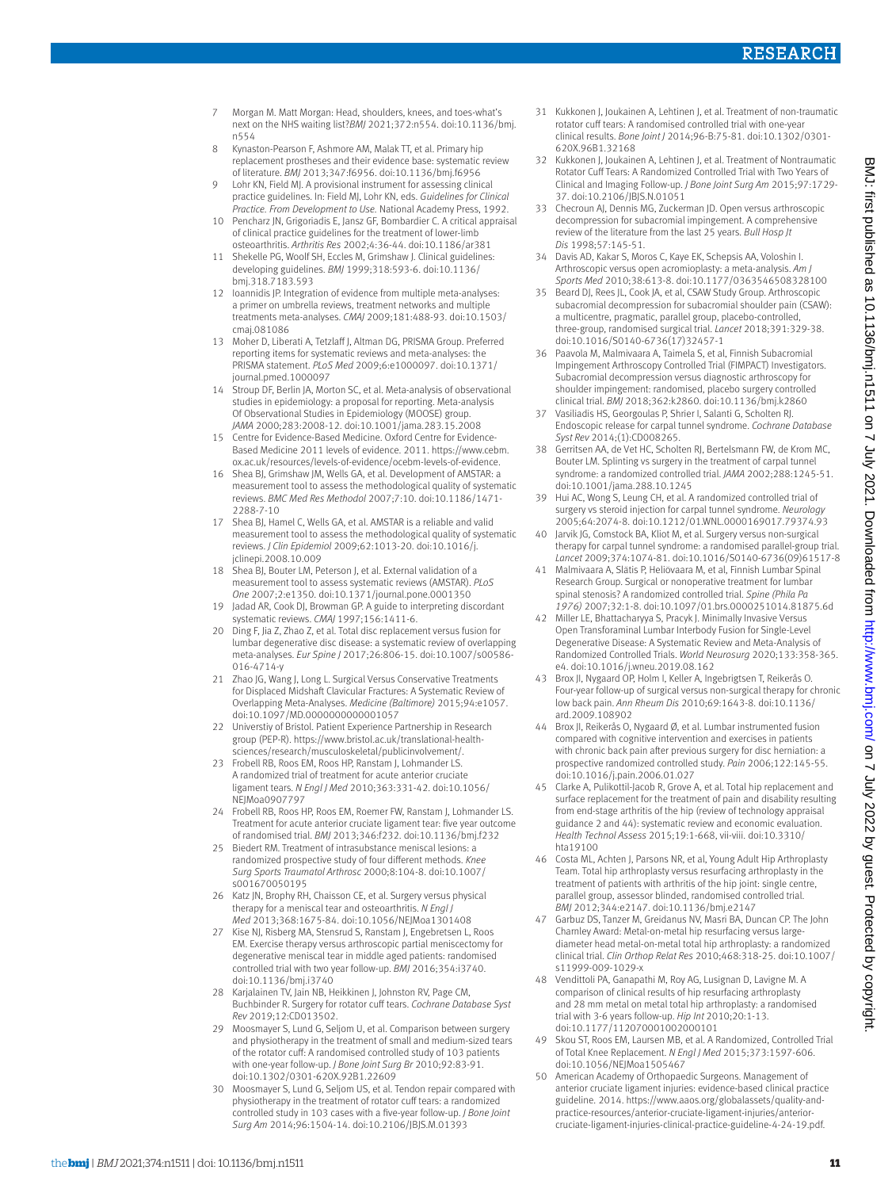7 Morgan M. Matt Morgan: Head, shoulders, knees, and toes-what's next on the NHS waiting list?*BMJ* 2021;372:n554. doi:10.1136/bmj.n554
8 Kynaston-Pearson F, Ashmore AM, Malak TT, et al. Primary hip replacement prostheses and their evidence base: systematic review of literature. *BMJ* 2013;347:f6956. doi:10.1136/bmj.f6956
9 Lohr KN, Field MJ. A provisional instrument for assessing clinical practice guidelines. In: Field MJ, Lohr KN, eds. *Guidelines for Clinical Practice. From Development to Use.* National Academy Press, 1992.
10 Pencharz JN, Grigoriadis E, Jansz GF, Bombardier C. A critical appraisal of clinical practice guidelines for the treatment of lower-limb osteoarthritis. *Arthritis Res* 2002;4:36-44. doi:10.1186/ar381
11 Shekelle PG, Woolf SH, Eccles M, Grimshaw J. Clinical guidelines: developing guidelines. *BMJ* 1999;318:593-6. doi:10.1136/bmj.318.7183.593
12 Ioannidis JP. Integration of evidence from multiple meta-analyses: a primer on umbrella reviews, treatment networks and multiple treatments meta-analyses. *CMAJ* 2009;181:488-93. doi:10.1503/cmaj.081086
13 Moher D, Liberati A, Tetzlaff J, Altman DG, PRISMA Group. Preferred reporting items for systematic reviews and meta-analyses: the PRISMA statement. *PLoS Med* 2009;6:e1000097. doi:10.1371/journal.pmed.1000097
14 Stroup DF, Berlin JA, Morton SC, et al. Meta-analysis of observational studies in epidemiology: a proposal for reporting. Meta-analysis Of Observational Studies in Epidemiology (MOOSE) group. *JAMA* 2000;283:2008-12. doi:10.1001/jama.283.15.2008
15 Centre for Evidence-Based Medicine. Oxford Centre for Evidence-Based Medicine 2011 levels of evidence. 2011. https://www.cebm.ox.ac.uk/resources/levels-of-evidence/ocebm-levels-of-evidence.
16 Shea BJ, Grimshaw JM, Wells GA, et al. Development of AMSTAR: a measurement tool to assess the methodological quality of systematic reviews. *BMC Med Res Methodol* 2007;7:10. doi:10.1186/1471-2288-7-10
17 Shea BJ, Hamel C, Wells GA, et al. AMSTAR is a reliable and valid measurement tool to assess the methodological quality of systematic reviews. *J Clin Epidemiol* 2009;62:1013-20. doi:10.1016/j.jclinepi.2008.10.009
18 Shea BJ, Bouter LM, Peterson J, et al. External validation of a measurement tool to assess systematic reviews (AMSTAR). *PLoS One* 2007;2:e1350. doi:10.1371/journal.pone.0001350
19 Jadad AR, Cook DJ, Browman GP. A guide to interpreting discordant systematic reviews. *CMAJ* 1997;156:1411-6.
20 Ding F, Jia Z, Zhao Z, et al. Total disc replacement versus fusion for lumbar degenerative disc disease: a systematic review of overlapping meta-analyses. *Eur Spine J* 2017;26:806-15. doi:10.1007/s00586-016-4714-y
21 Zhao JG, Wang J, Long L. Surgical Versus Conservative Treatments for Displaced Midshaft Clavicular Fractures: A Systematic Review of Overlapping Meta-Analyses. *Medicine (Baltimore)* 2015;94:e1057. doi:10.1097/MD.0000000000001057
22 Universtiy of Bristol. Patient Experience Partnership in Research group (PEP-R). https://www.bristol.ac.uk/translational-health-sciences/research/musculoskeletal/publicinvolvement/.
23 Frobell RB, Roos EM, Roos HP, Ranstam J, Lohmander LS. A randomized trial of treatment for acute anterior cruciate ligament tears. *N Engl J Med* 2010;363:331-42. doi:10.1056/NEJMoa0907797
24 Frobell RB, Roos HP, Roos EM, Roemer FW, Ranstam J, Lohmander LS. Treatment for acute anterior cruciate ligament tear: five year outcome of randomised trial. *BMJ* 2013;346:f232. doi:10.1136/bmj.f232
25 Biedert RM. Treatment of intrasubstance meniscal lesions: a randomized prospective study of four different methods. *Knee Surg Sports Traumatol Arthrosc* 2000;8:104-8. doi:10.1007/s001670050195
26 Katz JN, Brophy RH, Chaisson CE, et al. Surgery versus physical therapy for a meniscal tear and osteoarthritis. *N Engl J Med* 2013;368:1675-84. doi:10.1056/NEJMoa1301408
27 Kise NJ, Risberg MA, Stensrud S, Ranstam J, Engebretsen L, Roos EM. Exercise therapy versus arthroscopic partial meniscectomy for degenerative meniscal tear in middle aged patients: randomised controlled trial with two year follow-up. *BMJ* 2016;354:i3740. doi:10.1136/bmj.i3740
28 Karjalainen TV, Jain NB, Heikkinen J, Johnston RV, Page CM, Buchbinder R. Surgery for rotator cuff tears. *Cochrane Database Syst Rev* 2019;12:CD013502.
29 Moosmayer S, Lund G, Seljom U, et al. Comparison between surgery and physiotherapy in the treatment of small and medium-sized tears of the rotator cuff: A randomised controlled study of 103 patients with one-year follow-up. *J Bone Joint Surg Br* 2010;92:83-91. doi:10.1302/0301-620X.92B1.22609
30 Moosmayer S, Lund G, Seljom US, et al. Tendon repair compared with physiotherapy in the treatment of rotator cuff tears: a randomized controlled study in 103 cases with a five-year follow-up. *J Bone Joint Surg Am* 2014;96:1504-14. doi:10.2106/JBJS.M.01393
31 Kukkonen J, Joukainen A, Lehtinen J, et al. Treatment of non-traumatic rotator cuff tears: A randomised controlled trial with one-year clinical results. *Bone Joint J* 2014;96-B:75-81. doi:10.1302/0301-620X.96B1.32168
32 Kukkonen J, Joukainen A, Lehtinen J, et al. Treatment of Nontraumatic Rotator Cuff Tears: A Randomized Controlled Trial with Two Years of Clinical and Imaging Follow-up. *J Bone Joint Surg Am* 2015;97:1729-37. doi:10.2106/JBJS.N.01051
33 Checroun AJ, Dennis MG, Zuckerman JD. Open versus arthroscopic decompression for subacromial impingement. A comprehensive review of the literature from the last 25 years. *Bull Hosp Jt Dis* 1998;57:145-51.
34 Davis AD, Kakar S, Moros C, Kaye EK, Schepsis AA, Voloshin I. Arthroscopic versus open acromioplasty: a meta-analysis. *Am J Sports Med* 2010;38:613-8. doi:10.1177/0363546508328100
35 Beard DJ, Rees JL, Cook JA, et al, CSAW Study Group. Arthroscopic subacromial decompression for subacromial shoulder pain (CSAW): a multicentre, pragmatic, parallel group, placebo-controlled, three-group, randomised surgical trial. *Lancet* 2018;391:329-38. doi:10.1016/S0140-6736(17)32457-1
36 Paavola M, Malmivaara A, Taimela S, et al, Finnish Subacromial Impingement Arthroscopy Controlled Trial (FIMPACT) Investigators. Subacromial decompression versus diagnostic arthroscopy for shoulder impingement: randomised, placebo surgery controlled clinical trial. *BMJ* 2018;362:k2860. doi:10.1136/bmj.k2860
37 Vasiliadis HS, Georgoulas P, Shrier I, Salanti G, Scholten RJ. Endoscopic release for carpal tunnel syndrome. *Cochrane Database Syst Rev* 2014;(1):CD008265.
38 Gerritsen AA, de Vet HC, Scholten RJ, Bertelsmann FW, de Krom MC, Bouter LM. Splinting vs surgery in the treatment of carpal tunnel syndrome: a randomized controlled trial. *JAMA* 2002;288:1245-51. doi:10.1001/jama.288.10.1245
39 Hui AC, Wong S, Leung CH, et al. A randomized controlled trial of surgery vs steroid injection for carpal tunnel syndrome. *Neurology* 2005;64:2074-8. doi:10.1212/01.WNL.0000169017.79374.93
40 Jarvik JG, Comstock BA, Kliot M, et al. Surgery versus non-surgical therapy for carpal tunnel syndrome: a randomised parallel-group trial. *Lancet* 2009;374:1074-81. doi:10.1016/S0140-6736(09)61517-8
41 Malmivaara A, Slätis P, Heliövaara M, et al, Finnish Lumbar Spinal Research Group. Surgical or nonoperative treatment for lumbar spinal stenosis? A randomized controlled trial. *Spine (Phila Pa 1976)* 2007;32:1-8. doi:10.1097/01.brs.0000251014.81875.6d
42 Miller LE, Bhattacharyya S, Pracyk J. Minimally Invasive Versus Open Transforaminal Lumbar Interbody Fusion for Single-Level Degenerative Disease: A Systematic Review and Meta-Analysis of Randomized Controlled Trials. *World Neurosurg* 2020;133:358-365.e4. doi:10.1016/j.wneu.2019.08.162
43 Brox JI, Nygaard OP, Holm I, Keller A, Ingebrigtsen T, Reikerås O. Four-year follow-up of surgical versus non-surgical therapy for chronic low back pain. *Ann Rheum Dis* 2010;69:1643-8. doi:10.1136/ard.2009.108902
44 Brox JI, Reikerås O, Nygaard Ø, et al. Lumbar instrumented fusion compared with cognitive intervention and exercises in patients with chronic back pain after previous surgery for disc herniation: a prospective randomized controlled study. *Pain* 2006;122:145-55. doi:10.1016/j.pain.2006.01.027
45 Clarke A, Pulikottil-Jacob R, Grove A, et al. Total hip replacement and surface replacement for the treatment of pain and disability resulting from end-stage arthritis of the hip (review of technology appraisal guidance 2 and 44): systematic review and economic evaluation. *Health Technol Assess* 2015;19:1-668, vii-viii. doi:10.3310/hta19100
46 Costa ML, Achten J, Parsons NR, et al, Young Adult Hip Arthroplasty Team. Total hip arthroplasty versus resurfacing arthroplasty in the treatment of patients with arthritis of the hip joint: single centre, parallel group, assessor blinded, randomised controlled trial. *BMJ* 2012;344:e2147. doi:10.1136/bmj.e2147
47 Garbuz DS, Tanzer M, Greidanus NV, Masri BA, Duncan CP. The John Charnley Award: Metal-on-metal hip resurfacing versus large-diameter head metal-on-metal total hip arthroplasty: a randomized clinical trial. *Clin Orthop Relat Res* 2010;468:318-25. doi:10.1007/s11999-009-1029-x
48 Vendittoli PA, Ganapathi M, Roy AG, Lusignan D, Lavigne M. A comparison of clinical results of hip resurfacing arthroplasty and 28 mm metal on metal total hip arthroplasty: a randomised trial with 3-6 years follow-up. *Hip Int* 2010;20:1-13. doi:10.1177/112070001002000101
49 Skou ST, Roos EM, Laursen MB, et al. A Randomized, Controlled Trial of Total Knee Replacement. *N Engl J Med* 2015;373:1597-606. doi:10.1056/NEJMoa1505467
50 American Academy of Orthopaedic Surgeons. Management of anterior cruciate ligament injuries: evidence-based clinical practice guideline. 2014. https://www.aaos.org/globalassets/quality-and-practice-resources/anterior-cruciate-ligament-injuries/anterior-cruciate-ligament-injuries-clinical-practice-guideline-4-24-19.pdf.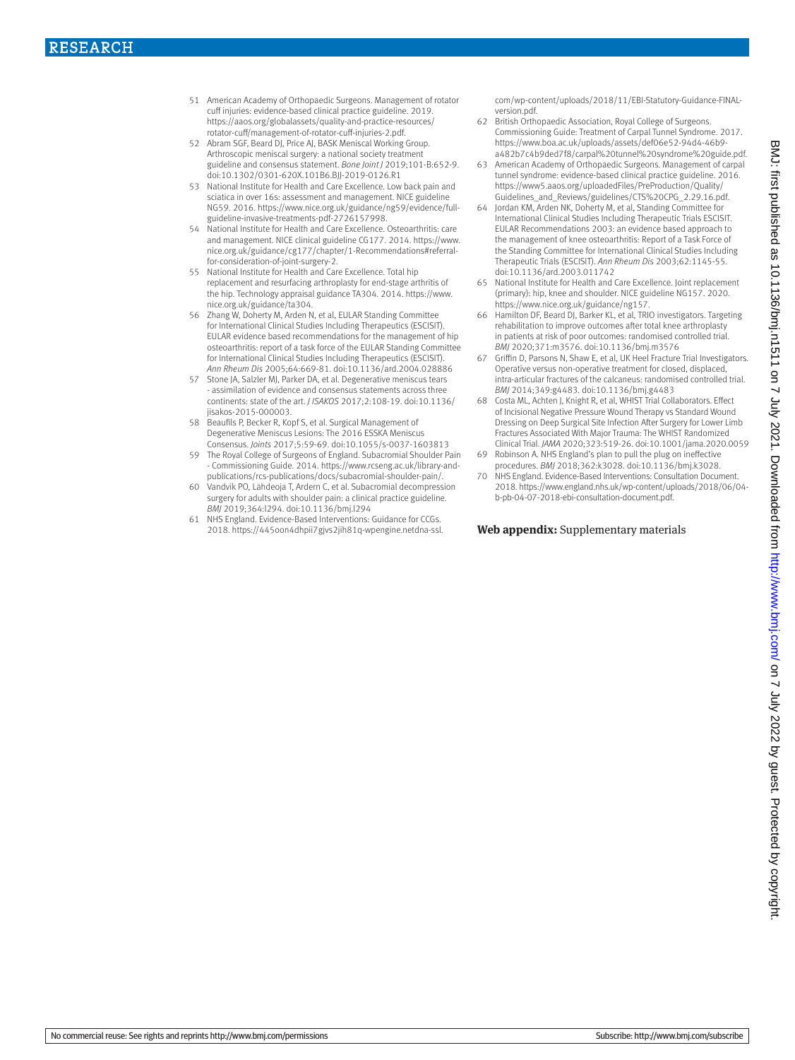51 American Academy of Orthopaedic Surgeons. Management of rotator cuff injuries: evidence-based clinical practice guideline. 2019. https://aaos.org/globalassets/quality-and-practice-resources/rotator-cuff/management-of-rotator-cuff-injuries-2.pdf.

52 Abram SGF, Beard DJ, Price AJ, BASK Meniscal Working Group. Arthroscopic meniscal surgery: a national society treatment guideline and consensus statement. *Bone Joint J* 2019;101-B:652-9. doi:10.1302/0301-620X.101B6.BJJ-2019-0126.R1

53 National Institute for Health and Care Excellence. Low back pain and sciatica in over 16s: assessment and management. NICE guideline NG59. 2016. https://www.nice.org.uk/guidance/ng59/evidence/full-guideline-invasive-treatments-pdf-2726157998.

54 National Institute for Health and Care Excellence. Osteoarthritis: care and management. NICE clinical guideline CG177. 2014. https://www.nice.org.uk/guidance/cg177/chapter/1-Recommendations#referral-for-consideration-of-joint-surgery-2.

55 National Institute for Health and Care Excellence. Total hip replacement and resurfacing arthroplasty for end-stage arthritis of the hip. Technology appraisal guidance TA304. 2014. https://www.nice.org.uk/guidance/ta304.

56 Zhang W, Doherty M, Arden N, et al, EULAR Standing Committee for International Clinical Studies Including Therapeutics (ESCISIT). EULAR evidence based recommendations for the management of hip osteoarthritis: report of a task force of the EULAR Standing Committee for International Clinical Studies Including Therapeutics (ESCISIT). *Ann Rheum Dis* 2005;64:669-81. doi:10.1136/ard.2004.028886

57 Stone JA, Salzler MJ, Parker DA, et al. Degenerative meniscus tears - assimilation of evidence and consensus statements across three continents: state of the art. *J ISAKOS* 2017;2:108-19. doi:10.1136/jisakos-2015-000003.

58 Beaufils P, Becker R, Kopf S, et al. Surgical Management of Degenerative Meniscus Lesions: The 2016 ESSKA Meniscus Consensus. *Joints* 2017;5:59-69. doi:10.1055/s-0037-1603813

59 The Royal College of Surgeons of England. Subacromial Shoulder Pain - Commissioning Guide. 2014. https://www.rcseng.ac.uk/library-and-publications/rcs-publications/docs/subacromial-shoulder-pain/.

60 Vandvik PO, Lähdeoja T, Ardern C, et al. Subacromial decompression surgery for adults with shoulder pain: a clinical practice guideline. *BMJ* 2019;364:l294. doi:10.1136/bmj.l294

61 NHS England. Evidence-Based Interventions: Guidance for CCGs. 2018. https://445oon4dhpii7gjvs2jih81q-wpengine.netdna-ssl.com/wp-content/uploads/2018/11/EBI-Statutory-Guidance-FINAL-version.pdf.

62 British Orthopaedic Association, Royal College of Surgeons. Commissioning Guide: Treatment of Carpal Tunnel Syndrome. 2017. https://www.boa.ac.uk/uploads/assets/def06e52-94d4-46b9-a482b7c4b9ded7f8/carpal%20tunnel%20syndrome%20guide.pdf.

63 American Academy of Orthopaedic Surgeons. Management of carpal tunnel syndrome: evidence-based clinical practice guideline. 2016. https://www5.aaos.org/uploadedFiles/PreProduction/Quality/Guidelines_and_Reviews/guidelines/CTS%20CPG_2.29.16.pdf.

64 Jordan KM, Arden NK, Doherty M, et al, Standing Committee for International Clinical Studies Including Therapeutic Trials ESCISIT. EULAR Recommendations 2003: an evidence based approach to the management of knee osteoarthritis: Report of a Task Force of the Standing Committee for International Clinical Studies Including Therapeutic Trials (ESCISIT). *Ann Rheum Dis* 2003;62:1145-55. doi:10.1136/ard.2003.011742

65 National Institute for Health and Care Excellence. Joint replacement (primary): hip, knee and shoulder. NICE guideline NG157. 2020. https://www.nice.org.uk/guidance/ng157.

66 Hamilton DF, Beard DJ, Barker KL, et al, TRIO investigators. Targeting rehabilitation to improve outcomes after total knee arthroplasty in patients at risk of poor outcomes: randomised controlled trial. *BMJ* 2020;371:m3576. doi:10.1136/bmj.m3576

67 Griffin D, Parsons N, Shaw E, et al, UK Heel Fracture Trial Investigators. Operative versus non-operative treatment for closed, displaced, intra-articular fractures of the calcaneus: randomised controlled trial. *BMJ* 2014;349:g4483. doi:10.1136/bmj.g4483

68 Costa ML, Achten J, Knight R, et al, WHIST Trial Collaborators. Effect of Incisional Negative Pressure Wound Therapy vs Standard Wound Dressing on Deep Surgical Site Infection After Surgery for Lower Limb Fractures Associated With Major Trauma: The WHIST Randomized Clinical Trial. *JAMA* 2020;323:519-26. doi:10.1001/jama.2020.0059

69 Robinson A. NHS England's plan to pull the plug on ineffective procedures. *BMJ* 2018;362:k3028. doi:10.1136/bmj.k3028.

70 NHS England. Evidence-Based Interventions: Consultation Document. 2018. https://www.england.nhs.uk/wp-content/uploads/2018/06/04-b-pb-04-07-2018-ebi-consultation-document.pdf.

**Web appendix:** Supplementary materials